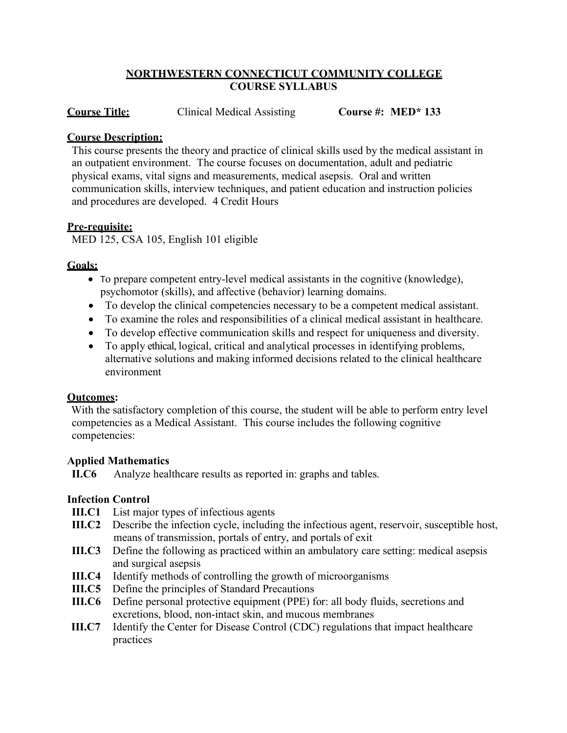# NORTHWESTERN CONNECTICUT COMMUNITY COLLEGE
## COURSE SYLLABUS

**Course Title:** Clinical Medical Assisting **Course #: MED* 133**

**Course Description:**

This course presents the theory and practice of clinical skills used by the medical assistant in an outpatient environment. The course focuses on documentation, adult and pediatric physical exams, vital signs and measurements, medical asepsis. Oral and written communication skills, interview techniques, and patient education and instruction policies and procedures are developed. 4 Credit Hours

**Pre-requisite:**

MED 125, CSA 105, English 101 eligible

**Goals:**

- To prepare competent entry-level medical assistants in the cognitive (knowledge), psychomotor (skills), and affective (behavior) learning domains.
- To develop the clinical competencies necessary to be a competent medical assistant.
- To examine the roles and responsibilities of a clinical medical assistant in healthcare.
- To develop effective communication skills and respect for uniqueness and diversity.
- To apply ethical, logical, critical and analytical processes in identifying problems, alternative solutions and making informed decisions related to the clinical healthcare environment

**Outcomes:**

With the satisfactory completion of this course, the student will be able to perform entry level competencies as a Medical Assistant. This course includes the following cognitive competencies:

**Applied Mathematics**

**II.C6** Analyze healthcare results as reported in: graphs and tables.

**Infection Control**

**III.C1** List major types of infectious agents

**III.C2** Describe the infection cycle, including the infectious agent, reservoir, susceptible host, means of transmission, portals of entry, and portals of exit

**III.C3** Define the following as practiced within an ambulatory care setting: medical asepsis and surgical asepsis

**III.C4** Identify methods of controlling the growth of microorganisms

**III.C5** Define the principles of Standard Precautions

**III.C6** Define personal protective equipment (PPE) for: all body fluids, secretions and excretions, blood, non-intact skin, and mucous membranes

**III.C7** Identify the Center for Disease Control (CDC) regulations that impact healthcare practices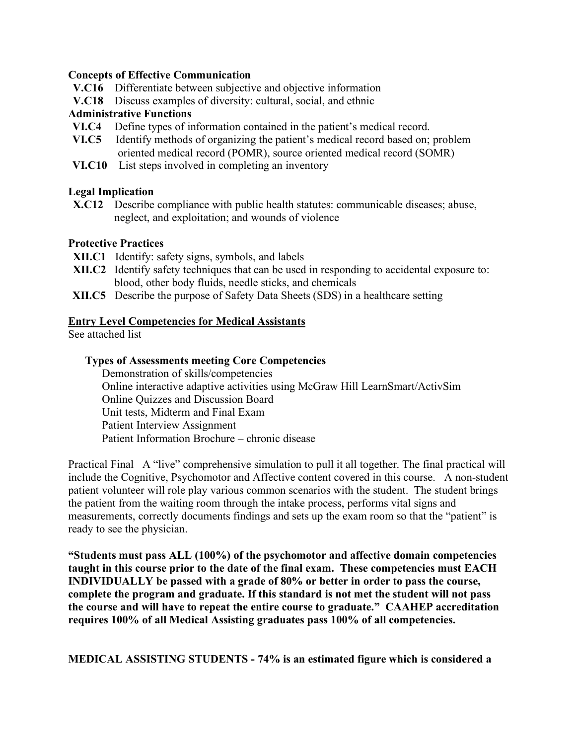**Concepts of Effective Communication**

**V.C16** Differentiate between subjective and objective information

**V.C18** Discuss examples of diversity: cultural, social, and ethnic

**Administrative Functions**

**VI.C4** Define types of information contained in the patient's medical record.

**VI.C5** Identify methods of organizing the patient's medical record based on; problem oriented medical record (POMR), source oriented medical record (SOMR)

**VI.C10** List steps involved in completing an inventory

**Legal Implication**

**X.C12** Describe compliance with public health statutes: communicable diseases; abuse, neglect, and exploitation; and wounds of violence

**Protective Practices**

**XII.C1** Identify: safety signs, symbols, and labels

**XII.C2** Identify safety techniques that can be used in responding to accidental exposure to: blood, other body fluids, needle sticks, and chemicals

**XII.C5** Describe the purpose of Safety Data Sheets (SDS) in a healthcare setting

**Entry Level Competencies for Medical Assistants**

See attached list

**Types of Assessments meeting Core Competencies**

Demonstration of skills/competencies
Online interactive adaptive activities using McGraw Hill LearnSmart/ActivSim
Online Quizzes and Discussion Board
Unit tests, Midterm and Final Exam
Patient Interview Assignment
Patient Information Brochure – chronic disease

Practical Final A "live" comprehensive simulation to pull it all together. The final practical will include the Cognitive, Psychomotor and Affective content covered in this course. A non-student patient volunteer will role play various common scenarios with the student. The student brings the patient from the waiting room through the intake process, performs vital signs and measurements, correctly documents findings and sets up the exam room so that the "patient" is ready to see the physician.

**"Students must pass ALL (100%) of the psychomotor and affective domain competencies taught in this course prior to the date of the final exam. These competencies must EACH INDIVIDUALLY be passed with a grade of 80% or better in order to pass the course, complete the program and graduate. If this standard is not met the student will not pass the course and will have to repeat the entire course to graduate." CAAHEP accreditation requires 100% of all Medical Assisting graduates pass 100% of all competencies.**

**MEDICAL ASSISTING STUDENTS - 74% is an estimated figure which is considered a**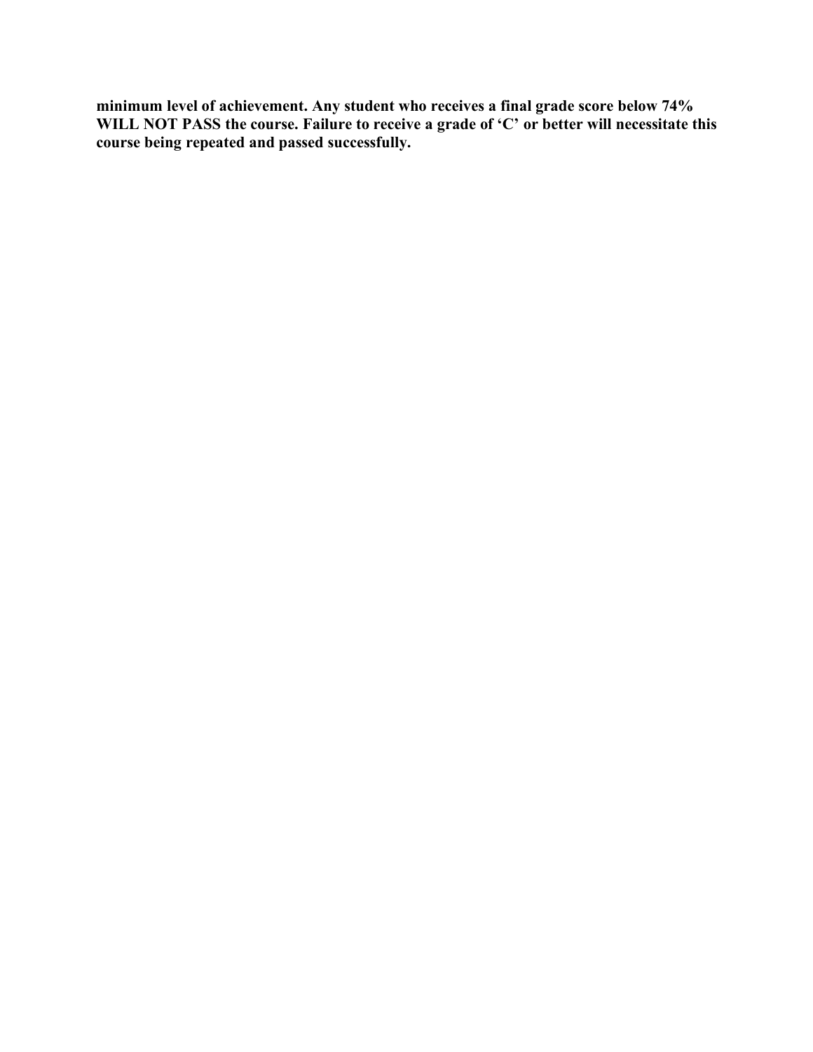**minimum level of achievement. Any student who receives a final grade score below 74% WILL NOT PASS the course. Failure to receive a grade of 'C' or better will necessitate this course being repeated and passed successfully.**